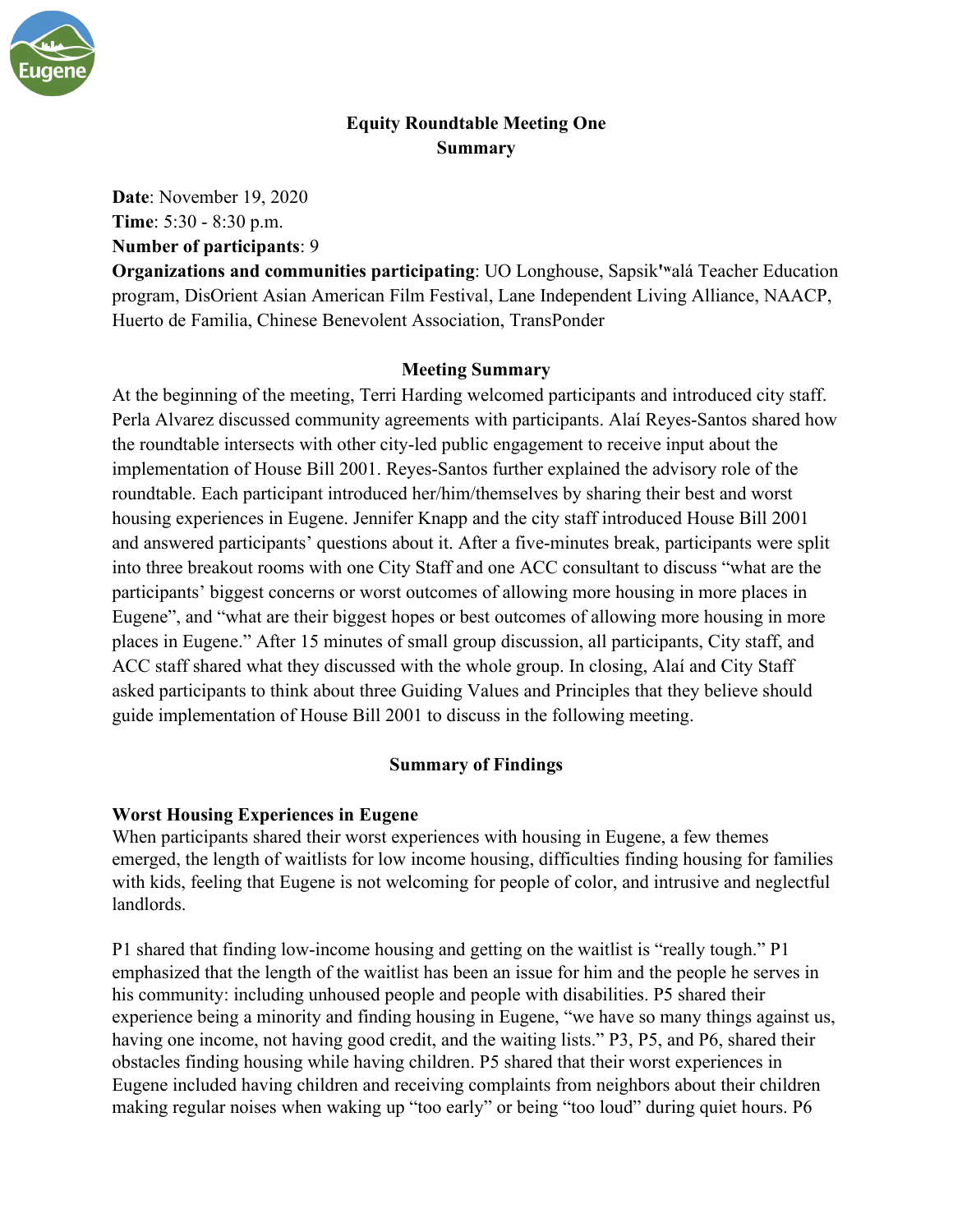# Equity Roundtable Meeting One
## Summary

**Date**: November 19, 2020
**Time**: 5:30 - 8:30 p.m.
**Number of participants**: 9
**Organizations and communities participating**: UO Longhouse, Sapsikʷalá Teacher Education program, DisOrient Asian American Film Festival, Lane Independent Living Alliance, NAACP, Huerto de Familia, Chinese Benevolent Association, TransPonder

### Meeting Summary

At the beginning of the meeting, Terri Harding welcomed participants and introduced city staff. Perla Alvarez discussed community agreements with participants. Alaí Reyes-Santos shared how the roundtable intersects with other city-led public engagement to receive input about the implementation of House Bill 2001. Reyes-Santos further explained the advisory role of the roundtable. Each participant introduced her/him/themselves by sharing their best and worst housing experiences in Eugene. Jennifer Knapp and the city staff introduced House Bill 2001 and answered participants' questions about it. After a five-minutes break, participants were split into three breakout rooms with one City Staff and one ACC consultant to discuss "what are the participants' biggest concerns or worst outcomes of allowing more housing in more places in Eugene", and "what are their biggest hopes or best outcomes of allowing more housing in more places in Eugene." After 15 minutes of small group discussion, all participants, City staff, and ACC staff shared what they discussed with the whole group. In closing, Alaí and City Staff asked participants to think about three Guiding Values and Principles that they believe should guide implementation of House Bill 2001 to discuss in the following meeting.

### Summary of Findings

**Worst Housing Experiences in Eugene**

When participants shared their worst experiences with housing in Eugene, a few themes emerged, the length of waitlists for low income housing, difficulties finding housing for families with kids, feeling that Eugene is not welcoming for people of color, and intrusive and neglectful landlords.

P1 shared that finding low-income housing and getting on the waitlist is "really tough." P1 emphasized that the length of the waitlist has been an issue for him and the people he serves in his community: including unhoused people and people with disabilities. P5 shared their experience being a minority and finding housing in Eugene, "we have so many things against us, having one income, not having good credit, and the waiting lists." P3, P5, and P6, shared their obstacles finding housing while having children. P5 shared that their worst experiences in Eugene included having children and receiving complaints from neighbors about their children making regular noises when waking up "too early" or being "too loud" during quiet hours. P6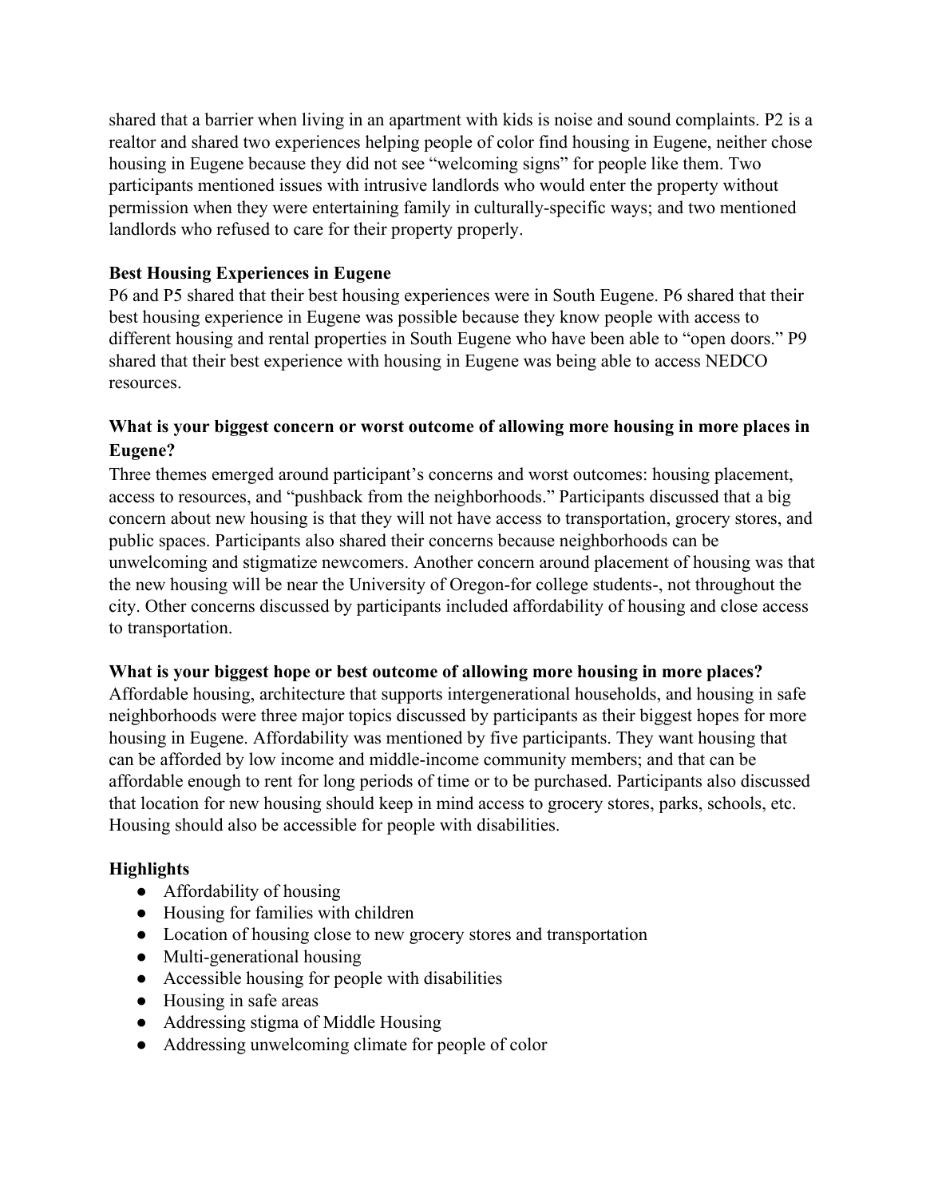shared that a barrier when living in an apartment with kids is noise and sound complaints. P2 is a realtor and shared two experiences helping people of color find housing in Eugene, neither chose housing in Eugene because they did not see "welcoming signs" for people like them. Two participants mentioned issues with intrusive landlords who would enter the property without permission when they were entertaining family in culturally-specific ways; and two mentioned landlords who refused to care for their property properly.

**Best Housing Experiences in Eugene**

P6 and P5 shared that their best housing experiences were in South Eugene. P6 shared that their best housing experience in Eugene was possible because they know people with access to different housing and rental properties in South Eugene who have been able to "open doors." P9 shared that their best experience with housing in Eugene was being able to access NEDCO resources.

**What is your biggest concern or worst outcome of allowing more housing in more places in Eugene?**

Three themes emerged around participant's concerns and worst outcomes: housing placement, access to resources, and "pushback from the neighborhoods." Participants discussed that a big concern about new housing is that they will not have access to transportation, grocery stores, and public spaces. Participants also shared their concerns because neighborhoods can be unwelcoming and stigmatize newcomers. Another concern around placement of housing was that the new housing will be near the University of Oregon-for college students-, not throughout the city. Other concerns discussed by participants included affordability of housing and close access to transportation.

**What is your biggest hope or best outcome of allowing more housing in more places?**

Affordable housing, architecture that supports intergenerational households, and housing in safe neighborhoods were three major topics discussed by participants as their biggest hopes for more housing in Eugene. Affordability was mentioned by five participants. They want housing that can be afforded by low income and middle-income community members; and that can be affordable enough to rent for long periods of time or to be purchased. Participants also discussed that location for new housing should keep in mind access to grocery stores, parks, schools, etc. Housing should also be accessible for people with disabilities.

**Highlights**

- Affordability of housing
- Housing for families with children
- Location of housing close to new grocery stores and transportation
- Multi-generational housing
- Accessible housing for people with disabilities
- Housing in safe areas
- Addressing stigma of Middle Housing
- Addressing unwelcoming climate for people of color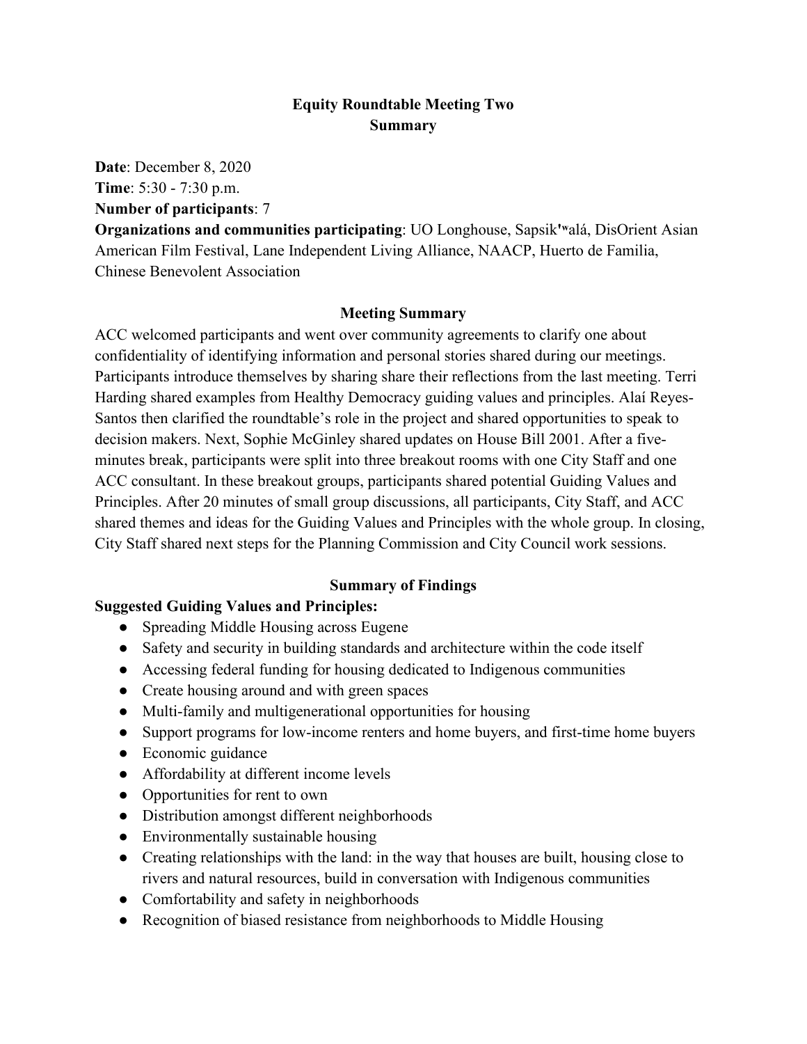# Equity Roundtable Meeting Two
# Summary

**Date**: December 8, 2020
**Time**: 5:30 - 7:30 p.m.
**Number of participants**: 7
**Organizations and communities participating**: UO Longhouse, Sapsikʷalá, DisOrient Asian American Film Festival, Lane Independent Living Alliance, NAACP, Huerto de Familia, Chinese Benevolent Association

## Meeting Summary

ACC welcomed participants and went over community agreements to clarify one about confidentiality of identifying information and personal stories shared during our meetings. Participants introduce themselves by sharing share their reflections from the last meeting. Terri Harding shared examples from Healthy Democracy guiding values and principles. Alaí Reyes-Santos then clarified the roundtable's role in the project and shared opportunities to speak to decision makers. Next, Sophie McGinley shared updates on House Bill 2001. After a five-minutes break, participants were split into three breakout rooms with one City Staff and one ACC consultant. In these breakout groups, participants shared potential Guiding Values and Principles. After 20 minutes of small group discussions, all participants, City Staff, and ACC shared themes and ideas for the Guiding Values and Principles with the whole group. In closing, City Staff shared next steps for the Planning Commission and City Council work sessions.

## Summary of Findings

### Suggested Guiding Values and Principles:

- Spreading Middle Housing across Eugene
- Safety and security in building standards and architecture within the code itself
- Accessing federal funding for housing dedicated to Indigenous communities
- Create housing around and with green spaces
- Multi-family and multigenerational opportunities for housing
- Support programs for low-income renters and home buyers, and first-time home buyers
- Economic guidance
- Affordability at different income levels
- Opportunities for rent to own
- Distribution amongst different neighborhoods
- Environmentally sustainable housing
- Creating relationships with the land: in the way that houses are built, housing close to rivers and natural resources, build in conversation with Indigenous communities
- Comfortability and safety in neighborhoods
- Recognition of biased resistance from neighborhoods to Middle Housing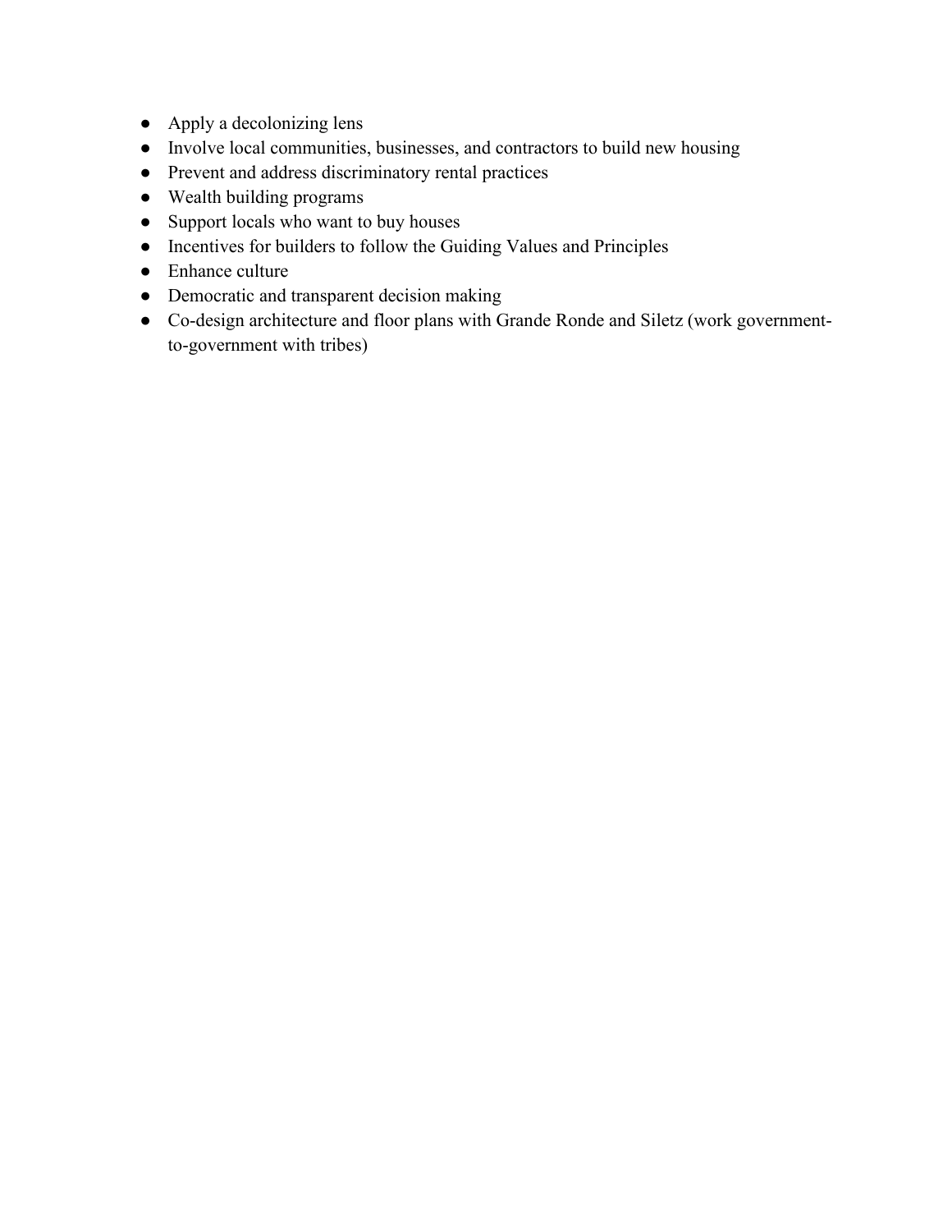- Apply a decolonizing lens
- Involve local communities, businesses, and contractors to build new housing
- Prevent and address discriminatory rental practices
- Wealth building programs
- Support locals who want to buy houses
- Incentives for builders to follow the Guiding Values and Principles
- Enhance culture
- Democratic and transparent decision making
- Co-design architecture and floor plans with Grande Ronde and Siletz (work government-to-government with tribes)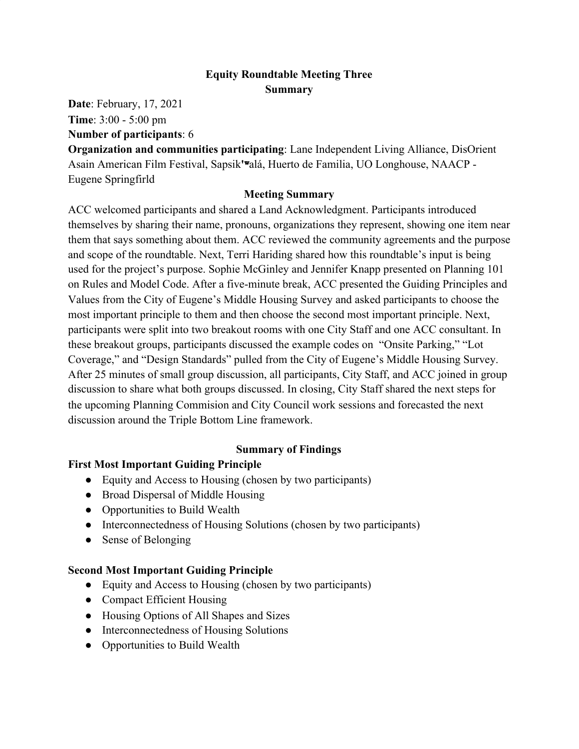**Equity Roundtable Meeting Three**
**Summary**

**Date**: February, 17, 2021
**Time**: 3:00 - 5:00 pm
**Number of participants**: 6
**Organization and communities participating**: Lane Independent Living Alliance, DisOrient Asain American Film Festival, Sapsikʷalá, Huerto de Familia, UO Longhouse, NAACP - Eugene Springfirld

**Meeting Summary**

ACC welcomed participants and shared a Land Acknowledgment. Participants introduced themselves by sharing their name, pronouns, organizations they represent, showing one item near them that says something about them. ACC reviewed the community agreements and the purpose and scope of the roundtable. Next, Terri Hariding shared how this roundtable's input is being used for the project's purpose. Sophie McGinley and Jennifer Knapp presented on Planning 101 on Rules and Model Code. After a five-minute break, ACC presented the Guiding Principles and Values from the City of Eugene's Middle Housing Survey and asked participants to choose the most important principle to them and then choose the second most important principle. Next, participants were split into two breakout rooms with one City Staff and one ACC consultant. In these breakout groups, participants discussed the example codes on "Onsite Parking," "Lot Coverage," and "Design Standards" pulled from the City of Eugene's Middle Housing Survey. After 25 minutes of small group discussion, all participants, City Staff, and ACC joined in group discussion to share what both groups discussed. In closing, City Staff shared the next steps for the upcoming Planning Commision and City Council work sessions and forecasted the next discussion around the Triple Bottom Line framework.

**Summary of Findings**

**First Most Important Guiding Principle**

- Equity and Access to Housing (chosen by two participants)
- Broad Dispersal of Middle Housing
- Opportunities to Build Wealth
- Interconnectedness of Housing Solutions (chosen by two participants)
- Sense of Belonging

**Second Most Important Guiding Principle**

- Equity and Access to Housing (chosen by two participants)
- Compact Efficient Housing
- Housing Options of All Shapes and Sizes
- Interconnectedness of Housing Solutions
- Opportunities to Build Wealth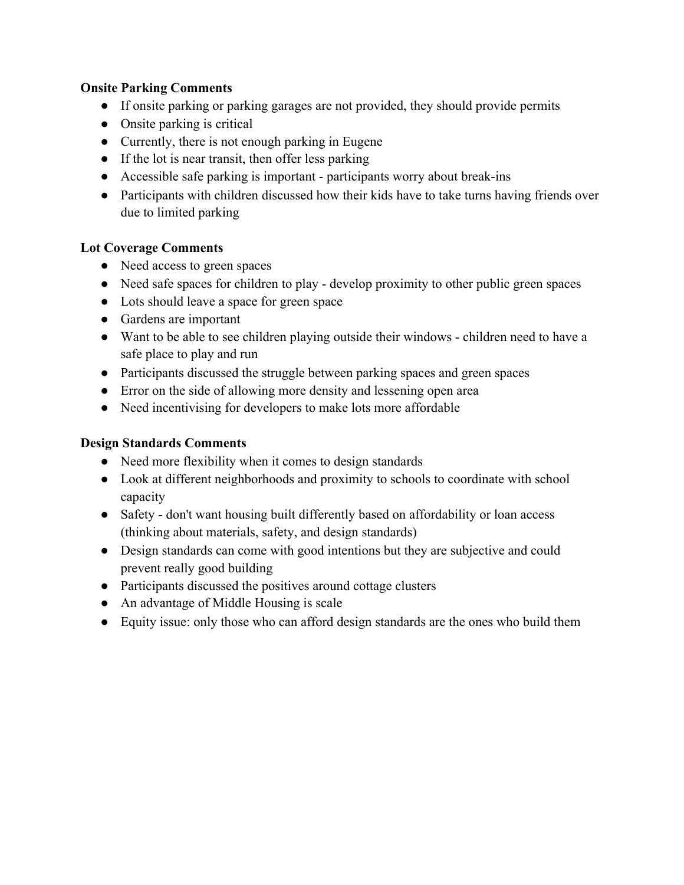**Onsite Parking Comments**

- If onsite parking or parking garages are not provided, they should provide permits
- Onsite parking is critical
- Currently, there is not enough parking in Eugene
- If the lot is near transit, then offer less parking
- Accessible safe parking is important - participants worry about break-ins
- Participants with children discussed how their kids have to take turns having friends over due to limited parking

**Lot Coverage Comments**

- Need access to green spaces
- Need safe spaces for children to play - develop proximity to other public green spaces
- Lots should leave a space for green space
- Gardens are important
- Want to be able to see children playing outside their windows - children need to have a safe place to play and run
- Participants discussed the struggle between parking spaces and green spaces
- Error on the side of allowing more density and lessening open area
- Need incentivising for developers to make lots more affordable

**Design Standards Comments**

- Need more flexibility when it comes to design standards
- Look at different neighborhoods and proximity to schools to coordinate with school capacity
- Safety - don't want housing built differently based on affordability or loan access (thinking about materials, safety, and design standards)
- Design standards can come with good intentions but they are subjective and could prevent really good building
- Participants discussed the positives around cottage clusters
- An advantage of Middle Housing is scale
- Equity issue: only those who can afford design standards are the ones who build them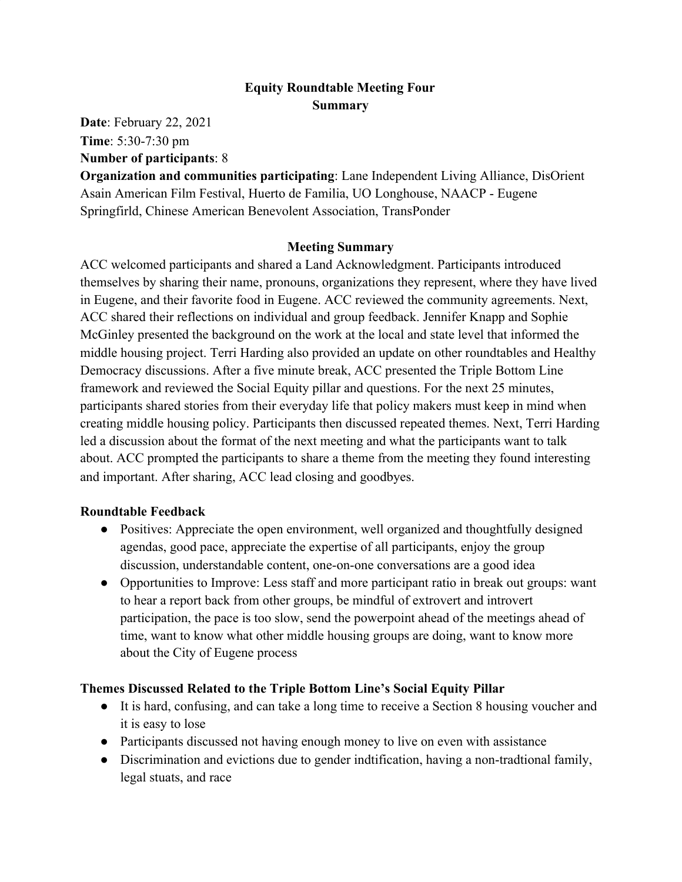**Equity Roundtable Meeting Four**
**Summary**

**Date**: February 22, 2021
**Time**: 5:30-7:30 pm
**Number of participants**: 8
**Organization and communities participating**: Lane Independent Living Alliance, DisOrient Asain American Film Festival, Huerto de Familia, UO Longhouse, NAACP - Eugene Springfirld, Chinese American Benevolent Association, TransPonder

**Meeting Summary**

ACC welcomed participants and shared a Land Acknowledgment. Participants introduced themselves by sharing their name, pronouns, organizations they represent, where they have lived in Eugene, and their favorite food in Eugene. ACC reviewed the community agreements. Next, ACC shared their reflections on individual and group feedback. Jennifer Knapp and Sophie McGinley presented the background on the work at the local and state level that informed the middle housing project. Terri Harding also provided an update on other roundtables and Healthy Democracy discussions. After a five minute break, ACC presented the Triple Bottom Line framework and reviewed the Social Equity pillar and questions. For the next 25 minutes, participants shared stories from their everyday life that policy makers must keep in mind when creating middle housing policy. Participants then discussed repeated themes. Next, Terri Harding led a discussion about the format of the next meeting and what the participants want to talk about. ACC prompted the participants to share a theme from the meeting they found interesting and important. After sharing, ACC lead closing and goodbyes.

**Roundtable Feedback**

- Positives: Appreciate the open environment, well organized and thoughtfully designed agendas, good pace, appreciate the expertise of all participants, enjoy the group discussion, understandable content, one-on-one conversations are a good idea
- Opportunities to Improve: Less staff and more participant ratio in break out groups: want to hear a report back from other groups, be mindful of extrovert and introvert participation, the pace is too slow, send the powerpoint ahead of the meetings ahead of time, want to know what other middle housing groups are doing, want to know more about the City of Eugene process

**Themes Discussed Related to the Triple Bottom Line's Social Equity Pillar**

- It is hard, confusing, and can take a long time to receive a Section 8 housing voucher and it is easy to lose
- Participants discussed not having enough money to live on even with assistance
- Discrimination and evictions due to gender indtification, having a non-tradtional family, legal stuats, and race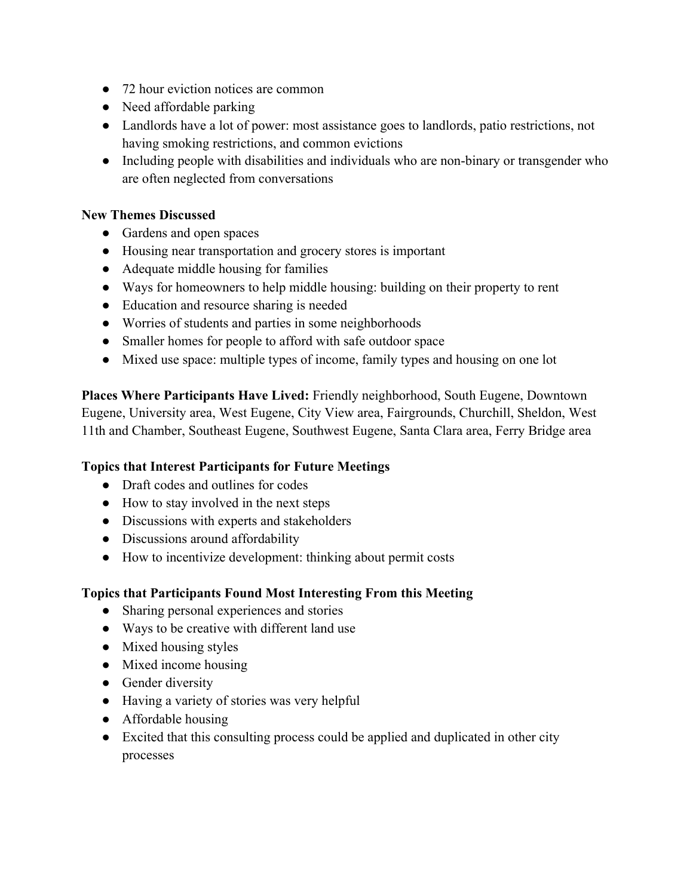- 72 hour eviction notices are common
- Need affordable parking
- Landlords have a lot of power: most assistance goes to landlords, patio restrictions, not having smoking restrictions, and common evictions
- Including people with disabilities and individuals who are non-binary or transgender who are often neglected from conversations

**New Themes Discussed**

- Gardens and open spaces
- Housing near transportation and grocery stores is important
- Adequate middle housing for families
- Ways for homeowners to help middle housing: building on their property to rent
- Education and resource sharing is needed
- Worries of students and parties in some neighborhoods
- Smaller homes for people to afford with safe outdoor space
- Mixed use space: multiple types of income, family types and housing on one lot

**Places Where Participants Have Lived:** Friendly neighborhood, South Eugene, Downtown Eugene, University area, West Eugene, City View area, Fairgrounds, Churchill, Sheldon, West 11th and Chamber, Southeast Eugene, Southwest Eugene, Santa Clara area, Ferry Bridge area

**Topics that Interest Participants for Future Meetings**

- Draft codes and outlines for codes
- How to stay involved in the next steps
- Discussions with experts and stakeholders
- Discussions around affordability
- How to incentivize development: thinking about permit costs

**Topics that Participants Found Most Interesting From this Meeting**

- Sharing personal experiences and stories
- Ways to be creative with different land use
- Mixed housing styles
- Mixed income housing
- Gender diversity
- Having a variety of stories was very helpful
- Affordable housing
- Excited that this consulting process could be applied and duplicated in other city processes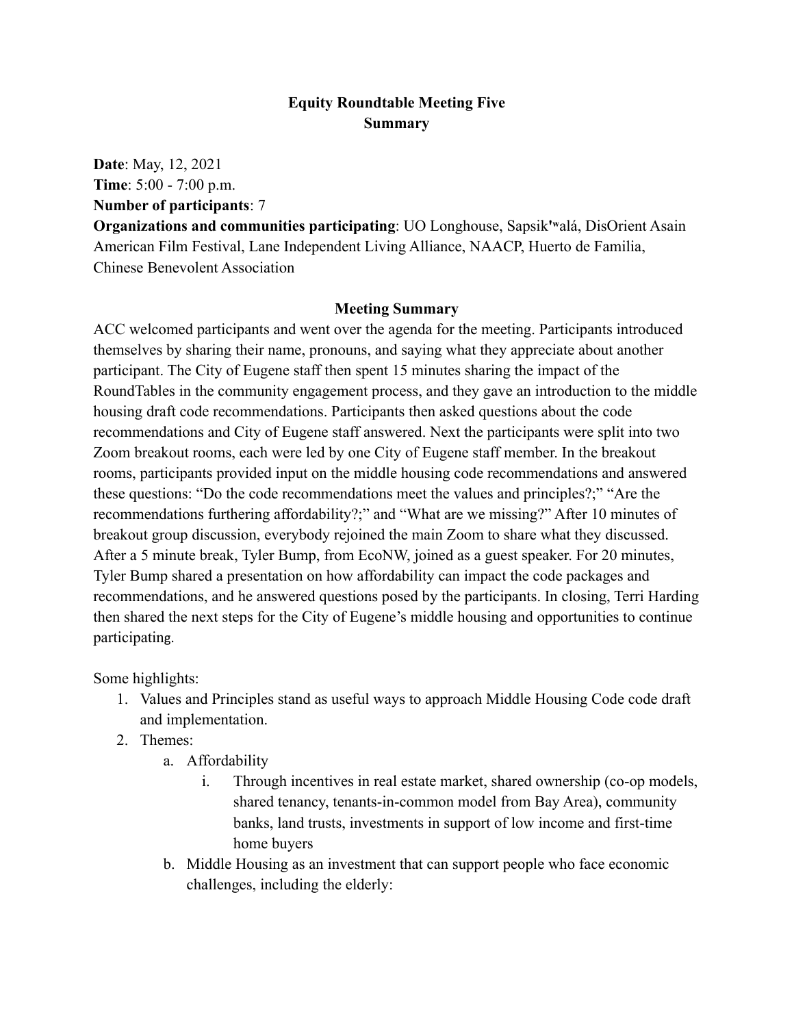# Equity Roundtable Meeting Five
# Summary

**Date**: May, 12, 2021
**Time**: 5:00 - 7:00 p.m.
**Number of participants**: 7
**Organizations and communities participating**: UO Longhouse, Sapsikʷalá, DisOrient Asain American Film Festival, Lane Independent Living Alliance, NAACP, Huerto de Familia, Chinese Benevolent Association

## Meeting Summary

ACC welcomed participants and went over the agenda for the meeting. Participants introduced themselves by sharing their name, pronouns, and saying what they appreciate about another participant. The City of Eugene staff then spent 15 minutes sharing the impact of the RoundTables in the community engagement process, and they gave an introduction to the middle housing draft code recommendations. Participants then asked questions about the code recommendations and City of Eugene staff answered. Next the participants were split into two Zoom breakout rooms, each were led by one City of Eugene staff member. In the breakout rooms, participants provided input on the middle housing code recommendations and answered these questions: "Do the code recommendations meet the values and principles?;" "Are the recommendations furthering affordability?;" and "What are we missing?" After 10 minutes of breakout group discussion, everybody rejoined the main Zoom to share what they discussed. After a 5 minute break, Tyler Bump, from EcoNW, joined as a guest speaker. For 20 minutes, Tyler Bump shared a presentation on how affordability can impact the code packages and recommendations, and he answered questions posed by the participants. In closing, Terri Harding then shared the next steps for the City of Eugene's middle housing and opportunities to continue participating.

Some highlights:

1. Values and Principles stand as useful ways to approach Middle Housing Code code draft and implementation.
2. Themes:
   a. Affordability
      i. Through incentives in real estate market, shared ownership (co-op models, shared tenancy, tenants-in-common model from Bay Area), community banks, land trusts, investments in support of low income and first-time home buyers
   b. Middle Housing as an investment that can support people who face economic challenges, including the elderly: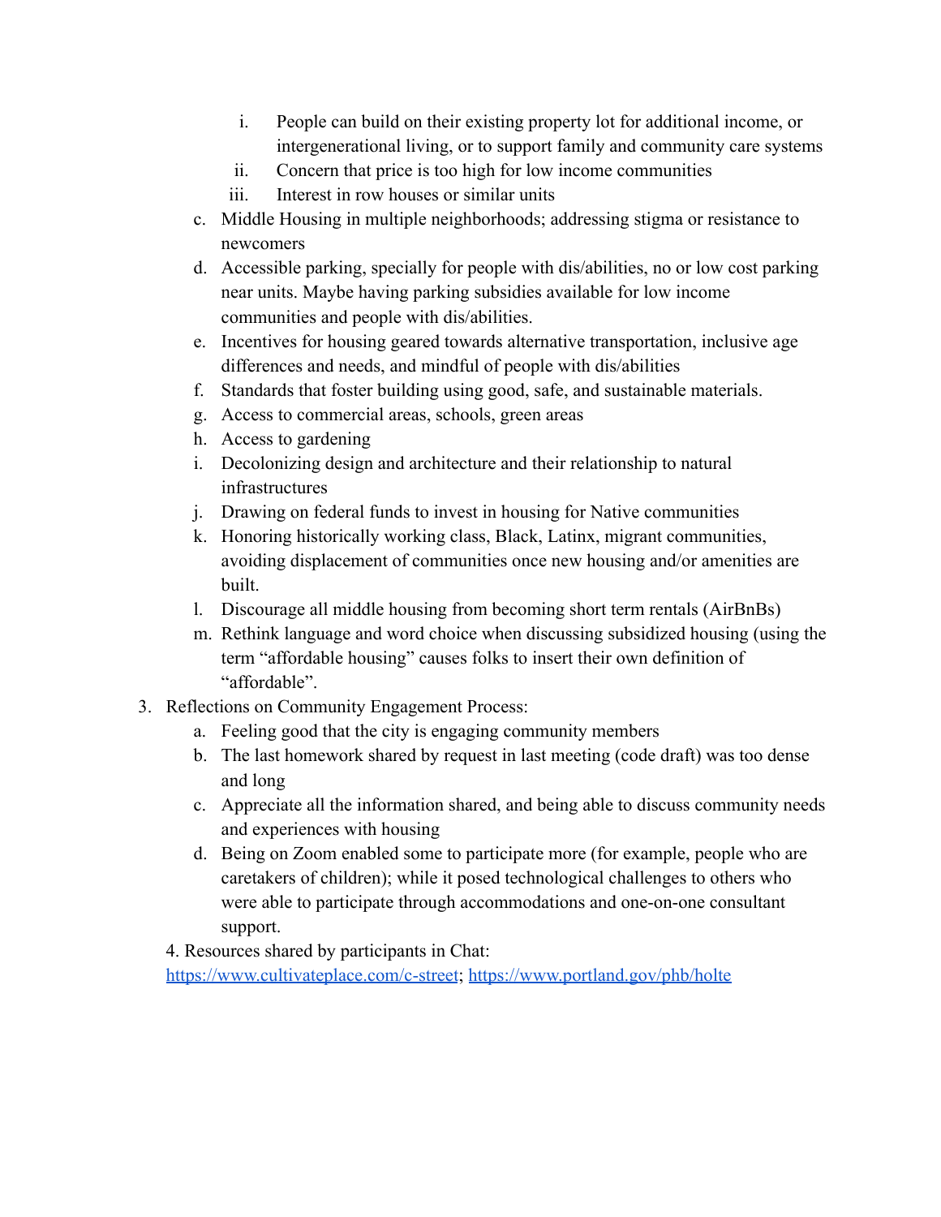i. People can build on their existing property lot for additional income, or intergenerational living, or to support family and community care systems
   ii. Concern that price is too high for low income communities
   iii. Interest in row houses or similar units

c. Middle Housing in multiple neighborhoods; addressing stigma or resistance to newcomers
d. Accessible parking, specially for people with dis/abilities, no or low cost parking near units. Maybe having parking subsidies available for low income communities and people with dis/abilities.
e. Incentives for housing geared towards alternative transportation, inclusive age differences and needs, and mindful of people with dis/abilities
f. Standards that foster building using good, safe, and sustainable materials.
g. Access to commercial areas, schools, green areas
h. Access to gardening
i. Decolonizing design and architecture and their relationship to natural infrastructures
j. Drawing on federal funds to invest in housing for Native communities
k. Honoring historically working class, Black, Latinx, migrant communities, avoiding displacement of communities once new housing and/or amenities are built.
l. Discourage all middle housing from becoming short term rentals (AirBnBs)
m. Rethink language and word choice when discussing subsidized housing (using the term "affordable housing" causes folks to insert their own definition of "affordable".

3. Reflections on Community Engagement Process:
   a. Feeling good that the city is engaging community members
   b. The last homework shared by request in last meeting (code draft) was too dense and long
   c. Appreciate all the information shared, and being able to discuss community needs and experiences with housing
   d. Being on Zoom enabled some to participate more (for example, people who are caretakers of children); while it posed technological challenges to others who were able to participate through accommodations and one-on-one consultant support.

4. Resources shared by participants in Chat: https://www.cultivateplace.com/c-street; https://www.portland.gov/phb/holte